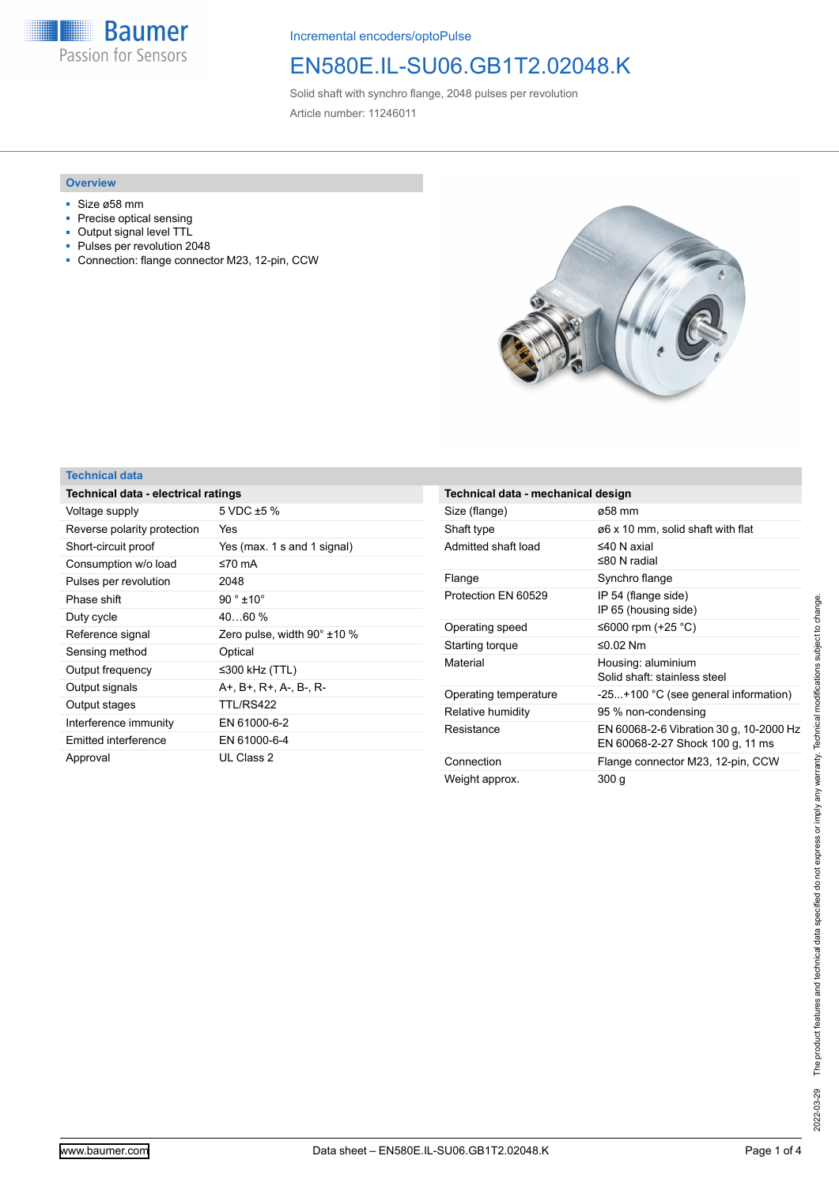Incremental encoders/optoPulse

# EN580E.IL-SU06.GB1T2.02048.K

Solid shaft with synchro flange, 2048 pulses per revolution

Article number: 11246011

## Overview

- Size ø58 mm
- Precise optical sensing
- Output signal level TTL
- Pulses per revolution 2048
- Connection: flange connector M23, 12-pin, CCW

## Technical data

### Technical data - electrical ratings

| | |
|---|---|
| Voltage supply | 5 VDC ±5 % |
| Reverse polarity protection | Yes |
| Short-circuit proof | Yes (max. 1 s and 1 signal) |
| Consumption w/o load | ≤70 mA |
| Pulses per revolution | 2048 |
| Phase shift | 90 ° ±10° |
| Duty cycle | 40…60 % |
| Reference signal | Zero pulse, width 90° ±10 % |
| Sensing method | Optical |
| Output frequency | ≤300 kHz (TTL) |
| Output signals | A+, B+, R+, A-, B-, R- |
| Output stages | TTL/RS422 |
| Interference immunity | EN 61000-6-2 |
| Emitted interference | EN 61000-6-4 |
| Approval | UL Class 2 |

### Technical data - mechanical design

| | |
|---|---|
| Size (flange) | ø58 mm |
| Shaft type | ø6 x 10 mm, solid shaft with flat |
| Admitted shaft load | ≤40 N axial<br>≤80 N radial |
| Flange | Synchro flange |
| Protection EN 60529 | IP 54 (flange side)<br>IP 65 (housing side) |
| Operating speed | ≤6000 rpm (+25 °C) |
| Starting torque | ≤0.02 Nm |
| Material | Housing: aluminium<br>Solid shaft: stainless steel |
| Operating temperature | -25...+100 °C (see general information) |
| Relative humidity | 95 % non-condensing |
| Resistance | EN 60068-2-6 Vibration 30 g, 10-2000 Hz<br>EN 60068-2-27 Shock 100 g, 11 ms |
| Connection | Flange connector M23, 12-pin, CCW |
| Weight approx. | 300 g |

The product features and technical data specified do not express or imply any warranty. Technical modifications subject to change.

2022-03-29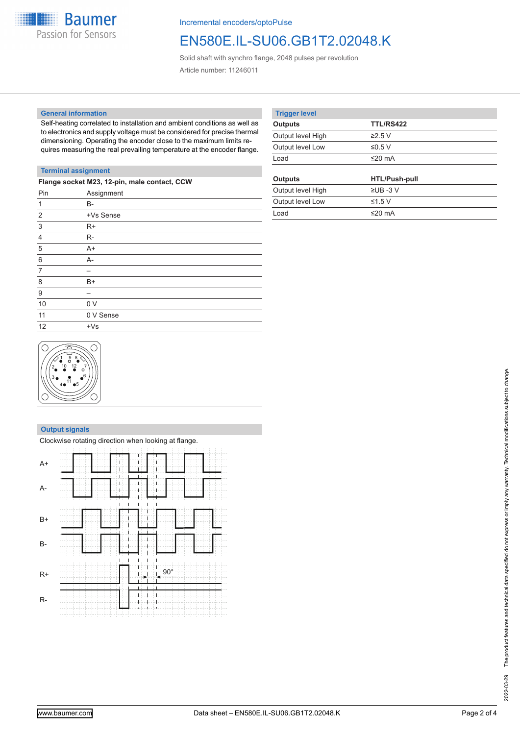Incremental encoders/optoPulse

# EN580E.IL-SU06.GB1T2.02048.K

Solid shaft with synchro flange, 2048 pulses per revolution

Article number: 11246011

## General information

Self-heating correlated to installation and ambient conditions as well as to electronics and supply voltage must be considered for precise thermal dimensioning. Operating the encoder close to the maximum limits requires measuring the real prevailing temperature at the encoder flange.

## Terminal assignment

**Flange socket M23, 12-pin, male contact, CCW**

| Pin | Assignment |
|---|---|
| 1 | B- |
| 2 | +Vs Sense |
| 3 | R+ |
| 4 | R- |
| 5 | A+ |
| 6 | A- |
| 7 | – |
| 8 | B+ |
| 9 | – |
| 10 | 0 V |
| 11 | 0 V Sense |
| 12 | +Vs |

## Output signals

Clockwise rotating direction when looking at flange.

## Trigger level

| Outputs | TTL/RS422 |
|---|---|
| Output level High | ≥2.5 V |
| Output level Low | ≤0.5 V |
| Load | ≤20 mA |

| Outputs | HTL/Push-pull |
|---|---|
| Output level High | ≥UB -3 V |
| Output level Low | ≤1.5 V |
| Load | ≤20 mA |

2022-03-29 The product features and technical data specified do not express or imply any warranty. Technical modifications subject to change.

www.baumer.com Data sheet – EN580E.IL-SU06.GB1T2.02048.K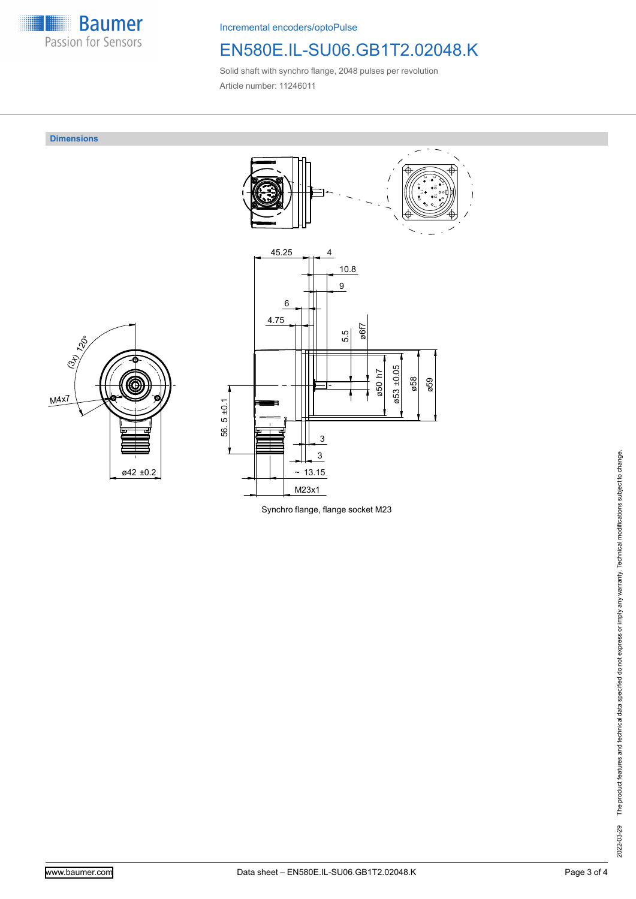Incremental encoders/optoPulse

# EN580E.IL-SU06.GB1T2.02048.K

Solid shaft with synchro flange, 2048 pulses per revolution

Article number: 11246011

## Dimensions

45.25

4

10.8

9

6

4.75

5.5

ø6f7

ø50 h7

ø53 ±0.05

ø58

ø59

56. 5 ±0.1

3

3

~ 13.15

M23x1

(3x) 120°

M4x7

ø42 ±0.2

Synchro flange, flange socket M23

2022-03-29 The product features and technical data specified do not express or imply any warranty. Technical modifications subject to change.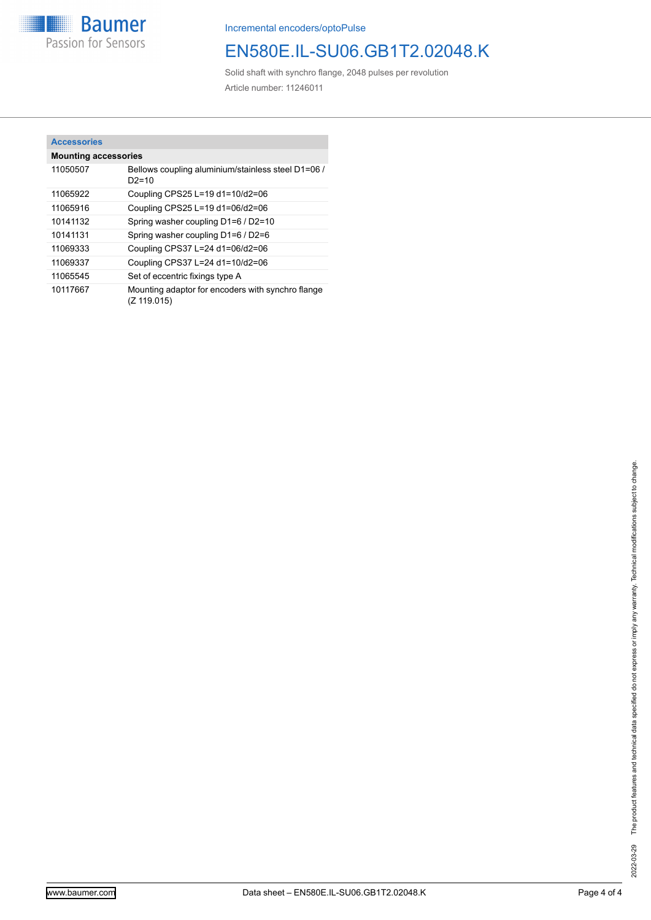# EN580E.IL-SU06.GB1T2.02048.K

Incremental encoders/optoPulse

Solid shaft with synchro flange, 2048 pulses per revolution

Article number: 11246011

## Accessories

### Mounting accessories

| | |
|---|---|
| 11050507 | Bellows coupling aluminium/stainless steel D1=06 / D2=10 |
| 11065922 | Coupling CPS25 L=19 d1=10/d2=06 |
| 11065916 | Coupling CPS25 L=19 d1=06/d2=06 |
| 10141132 | Spring washer coupling D1=6 / D2=10 |
| 10141131 | Spring washer coupling D1=6 / D2=6 |
| 11069333 | Coupling CPS37 L=24 d1=06/d2=06 |
| 11069337 | Coupling CPS37 L=24 d1=10/d2=06 |
| 11065545 | Set of eccentric fixings type A |
| 10117667 | Mounting adaptor for encoders with synchro flange (Z 119.015) |

2022-03-29 The product features and technical data specified do not express or imply any warranty. Technical modifications subject to change.